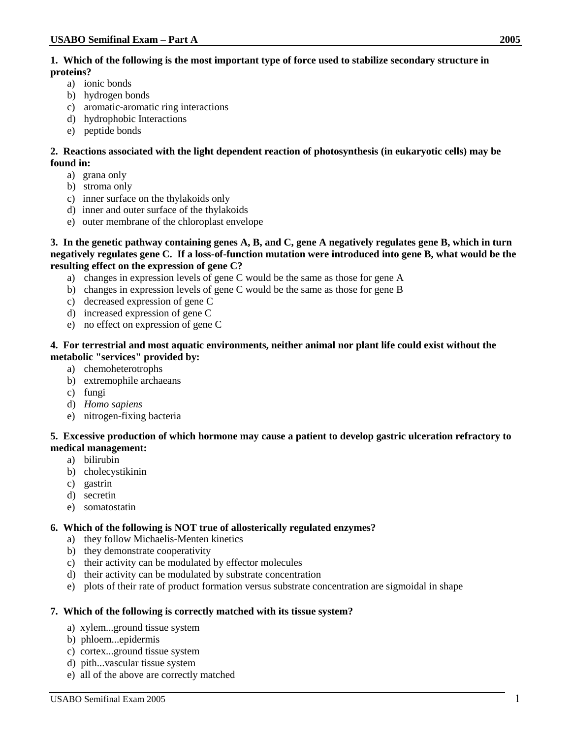**1. Which of the following is the most important type of force used to stabilize secondary structure in proteins?**

a) ionic bonds
b) hydrogen bonds
c) aromatic-aromatic ring interactions
d) hydrophobic Interactions
e) peptide bonds

**2. Reactions associated with the light dependent reaction of photosynthesis (in eukaryotic cells) may be found in:**

a) grana only
b) stroma only
c) inner surface on the thylakoids only
d) inner and outer surface of the thylakoids
e) outer membrane of the chloroplast envelope

**3. In the genetic pathway containing genes A, B, and C, gene A negatively regulates gene B, which in turn negatively regulates gene C. If a loss-of-function mutation were introduced into gene B, what would be the resulting effect on the expression of gene C?**

a) changes in expression levels of gene C would be the same as those for gene A
b) changes in expression levels of gene C would be the same as those for gene B
c) decreased expression of gene C
d) increased expression of gene C
e) no effect on expression of gene C

**4. For terrestrial and most aquatic environments, neither animal nor plant life could exist without the metabolic "services" provided by:**

a) chemoheterotrophs
b) extremophile archaeans
c) fungi
d) *Homo sapiens*
e) nitrogen-fixing bacteria

**5. Excessive production of which hormone may cause a patient to develop gastric ulceration refractory to medical management:**

a) bilirubin
b) cholecystikinin
c) gastrin
d) secretin
e) somatostatin

**6. Which of the following is NOT true of allosterically regulated enzymes?**

a) they follow Michaelis-Menten kinetics
b) they demonstrate cooperativity
c) their activity can be modulated by effector molecules
d) their activity can be modulated by substrate concentration
e) plots of their rate of product formation versus substrate concentration are sigmoidal in shape

**7. Which of the following is correctly matched with its tissue system?**

a) xylem...ground tissue system
b) phloem...epidermis
c) cortex...ground tissue system
d) pith...vascular tissue system
e) all of the above are correctly matched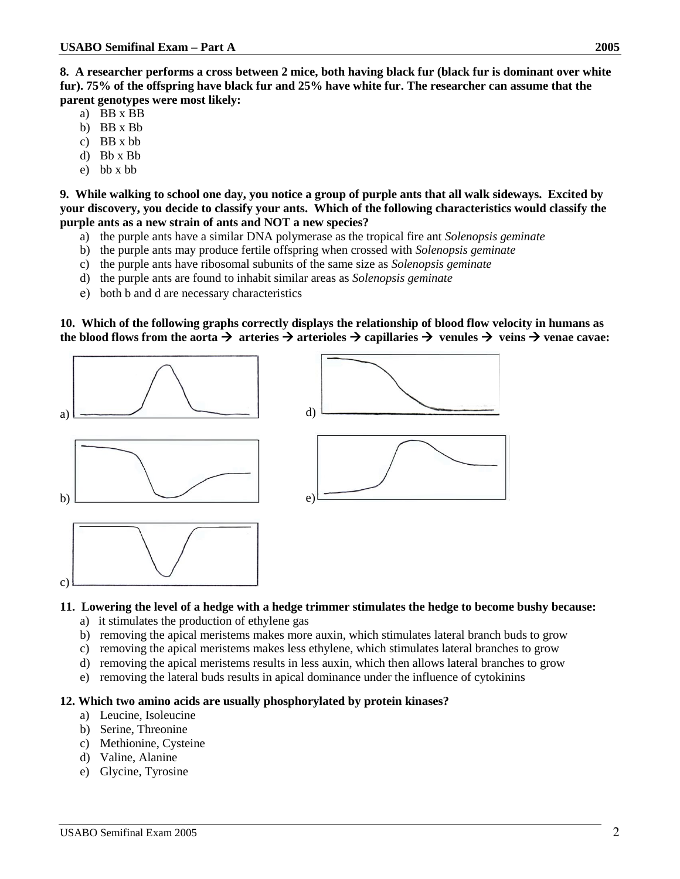**8. A researcher performs a cross between 2 mice, both having black fur (black fur is dominant over white fur). 75% of the offspring have black fur and 25% have white fur. The researcher can assume that the parent genotypes were most likely:**

a) BB x BB
b) BB x Bb
c) BB x bb
d) Bb x Bb
e) bb x bb

**9. While walking to school one day, you notice a group of purple ants that all walk sideways. Excited by your discovery, you decide to classify your ants. Which of the following characteristics would classify the purple ants as a new strain of ants and NOT a new species?**

a) the purple ants have a similar DNA polymerase as the tropical fire ant *Solenopsis geminate*
b) the purple ants may produce fertile offspring when crossed with *Solenopsis geminate*
c) the purple ants have ribosomal subunits of the same size as *Solenopsis geminate*
d) the purple ants are found to inhabit similar areas as *Solenopsis geminate*
e) both b and d are necessary characteristics

**10. Which of the following graphs correctly displays the relationship of blood flow velocity in humans as the blood flows from the aorta → arteries → arterioles → capillaries → venules → veins → venae cavae:**

a)

b)

c)

d)

e)

**11. Lowering the level of a hedge with a hedge trimmer stimulates the hedge to become bushy because:**

a) it stimulates the production of ethylene gas
b) removing the apical meristems makes more auxin, which stimulates lateral branch buds to grow
c) removing the apical meristems makes less ethylene, which stimulates lateral branches to grow
d) removing the apical meristems results in less auxin, which then allows lateral branches to grow
e) removing the lateral buds results in apical dominance under the influence of cytokinins

**12. Which two amino acids are usually phosphorylated by protein kinases?**

a) Leucine, Isoleucine
b) Serine, Threonine
c) Methionine, Cysteine
d) Valine, Alanine
e) Glycine, Tyrosine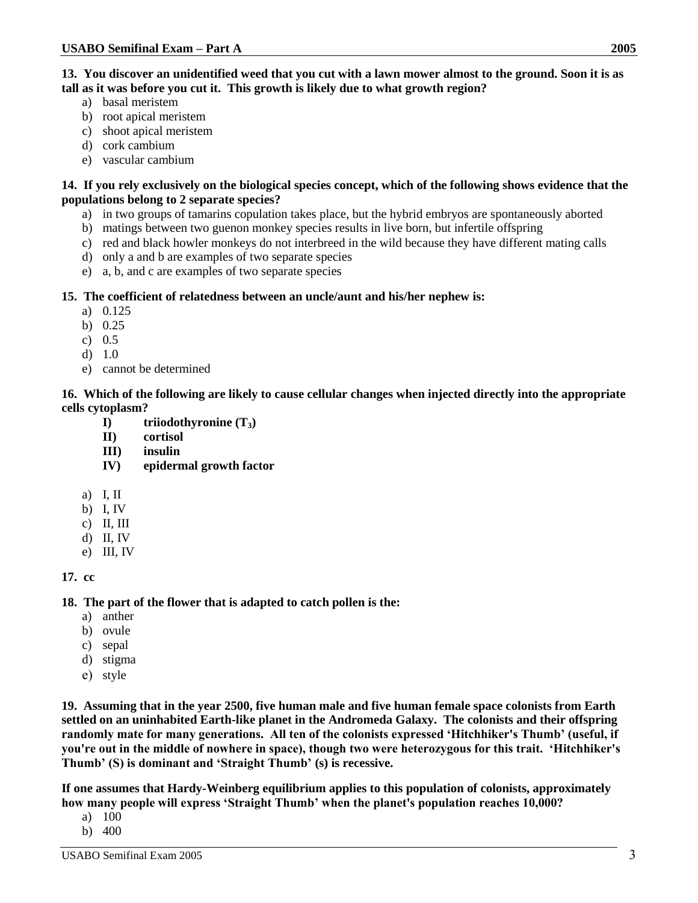**13. You discover an unidentified weed that you cut with a lawn mower almost to the ground. Soon it is as tall as it was before you cut it. This growth is likely due to what growth region?**

a) basal meristem
b) root apical meristem
c) shoot apical meristem
d) cork cambium
e) vascular cambium

**14. If you rely exclusively on the biological species concept, which of the following shows evidence that the populations belong to 2 separate species?**

a) in two groups of tamarins copulation takes place, but the hybrid embryos are spontaneously aborted
b) matings between two guenon monkey species results in live born, but infertile offspring
c) red and black howler monkeys do not interbreed in the wild because they have different mating calls
d) only a and b are examples of two separate species
e) a, b, and c are examples of two separate species

**15. The coefficient of relatedness between an uncle/aunt and his/her nephew is:**

a) 0.125
b) 0.25
c) 0.5
d) 1.0
e) cannot be determined

**16. Which of the following are likely to cause cellular changes when injected directly into the appropriate cells cytoplasm?**

**I) triiodothyronine ($T_3$)**
**II) cortisol**
**III) insulin**
**IV) epidermal growth factor**

a) I, II
b) I, IV
c) II, III
d) II, IV
e) III, IV

**17. cc**

**18. The part of the flower that is adapted to catch pollen is the:**

a) anther
b) ovule
c) sepal
d) stigma
e) style

**19. Assuming that in the year 2500, five human male and five human female space colonists from Earth settled on an uninhabited Earth-like planet in the Andromeda Galaxy. The colonists and their offspring randomly mate for many generations. All ten of the colonists expressed 'Hitchhiker's Thumb' (useful, if you're out in the middle of nowhere in space), though two were heterozygous for this trait. 'Hitchhiker's Thumb' (S) is dominant and 'Straight Thumb' (s) is recessive.**

**If one assumes that Hardy-Weinberg equilibrium applies to this population of colonists, approximately how many people will express 'Straight Thumb' when the planet's population reaches 10,000?**

a) 100
b) 400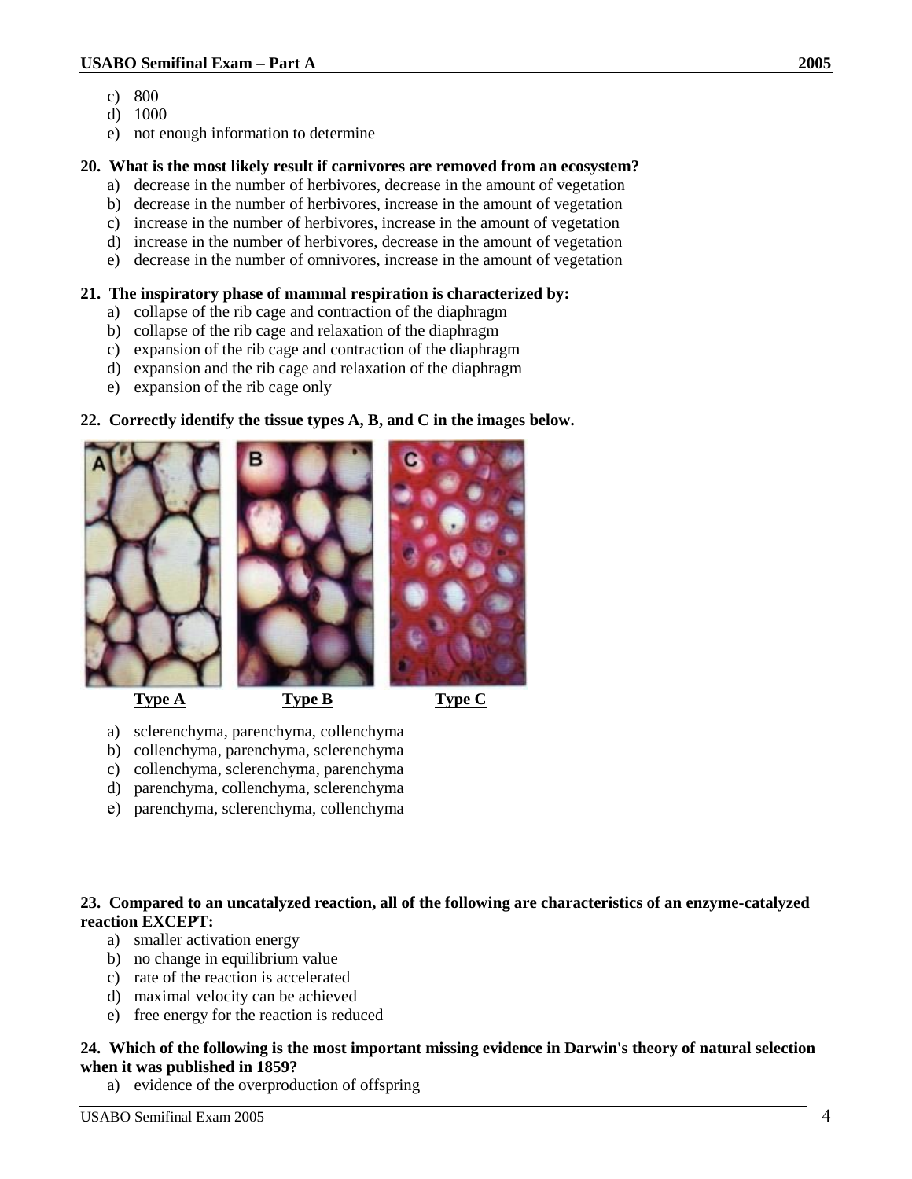c) 800
d) 1000
e) not enough information to determine

**20. What is the most likely result if carnivores are removed from an ecosystem?**

a) decrease in the number of herbivores, decrease in the amount of vegetation
b) decrease in the number of herbivores, increase in the amount of vegetation
c) increase in the number of herbivores, increase in the amount of vegetation
d) increase in the number of herbivores, decrease in the amount of vegetation
e) decrease in the number of omnivores, increase in the amount of vegetation

**21. The inspiratory phase of mammal respiration is characterized by:**

a) collapse of the rib cage and contraction of the diaphragm
b) collapse of the rib cage and relaxation of the diaphragm
c) expansion of the rib cage and contraction of the diaphragm
d) expansion and the rib cage and relaxation of the diaphragm
e) expansion of the rib cage only

**22. Correctly identify the tissue types A, B, and C in the images below.**

**Type A** **Type B** **Type C**

a) sclerenchyma, parenchyma, collenchyma
b) collenchyma, parenchyma, sclerenchyma
c) collenchyma, sclerenchyma, parenchyma
d) parenchyma, collenchyma, sclerenchyma
e) parenchyma, sclerenchyma, collenchyma

**23. Compared to an uncatalyzed reaction, all of the following are characteristics of an enzyme-catalyzed reaction EXCEPT:**

a) smaller activation energy
b) no change in equilibrium value
c) rate of the reaction is accelerated
d) maximal velocity can be achieved
e) free energy for the reaction is reduced

**24. Which of the following is the most important missing evidence in Darwin's theory of natural selection when it was published in 1859?**

a) evidence of the overproduction of offspring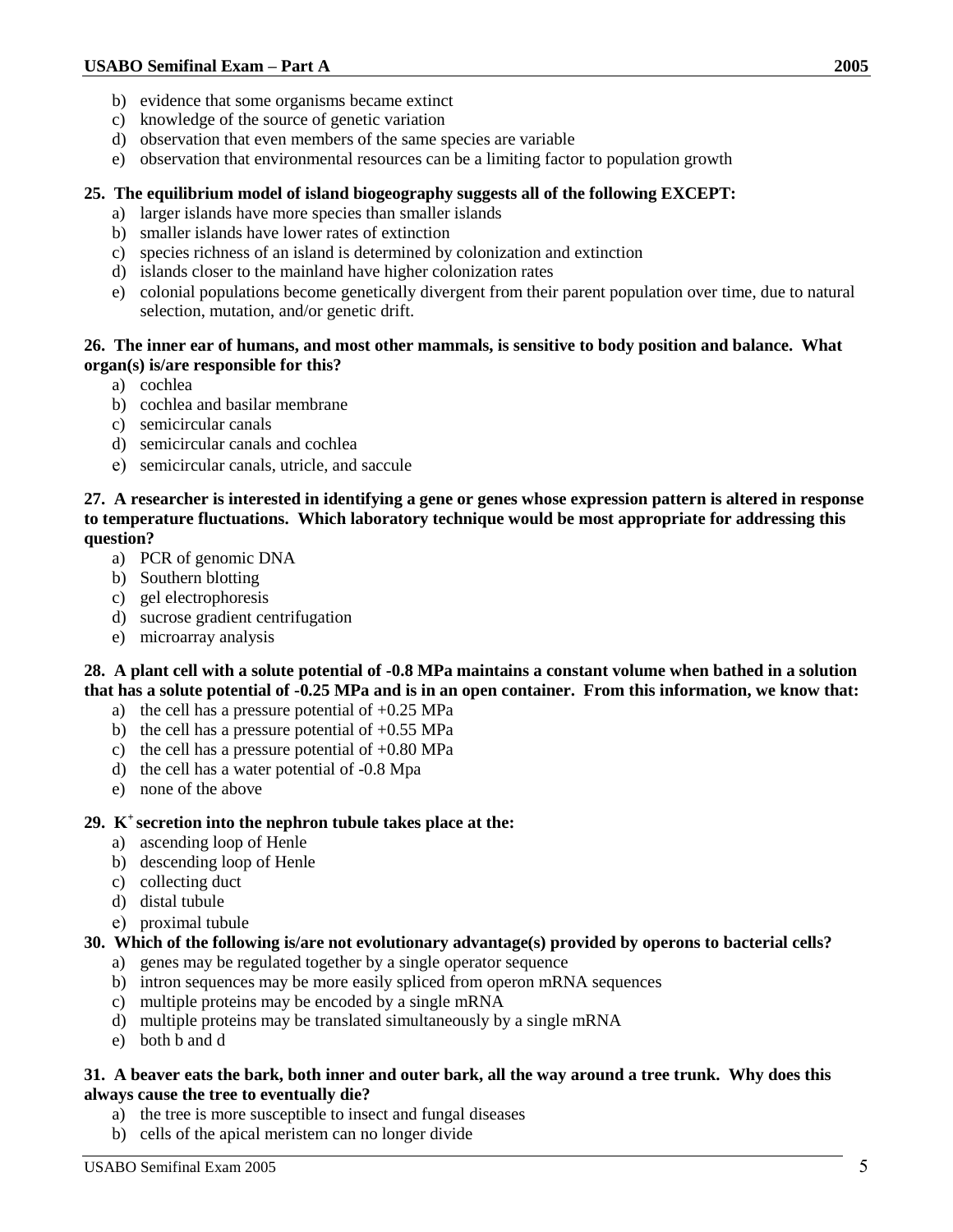b) evidence that some organisms became extinct
c) knowledge of the source of genetic variation
d) observation that even members of the same species are variable
e) observation that environmental resources can be a limiting factor to population growth

**25. The equilibrium model of island biogeography suggests all of the following EXCEPT:**

a) larger islands have more species than smaller islands
b) smaller islands have lower rates of extinction
c) species richness of an island is determined by colonization and extinction
d) islands closer to the mainland have higher colonization rates
e) colonial populations become genetically divergent from their parent population over time, due to natural selection, mutation, and/or genetic drift.

**26. The inner ear of humans, and most other mammals, is sensitive to body position and balance. What organ(s) is/are responsible for this?**

a) cochlea
b) cochlea and basilar membrane
c) semicircular canals
d) semicircular canals and cochlea
e) semicircular canals, utricle, and saccule

**27. A researcher is interested in identifying a gene or genes whose expression pattern is altered in response to temperature fluctuations. Which laboratory technique would be most appropriate for addressing this question?**

a) PCR of genomic DNA
b) Southern blotting
c) gel electrophoresis
d) sucrose gradient centrifugation
e) microarray analysis

**28. A plant cell with a solute potential of -0.8 MPa maintains a constant volume when bathed in a solution that has a solute potential of -0.25 MPa and is in an open container. From this information, we know that:**

a) the cell has a pressure potential of +0.25 MPa
b) the cell has a pressure potential of +0.55 MPa
c) the cell has a pressure potential of +0.80 MPa
d) the cell has a water potential of -0.8 Mpa
e) none of the above

**29. $K^+$ secretion into the nephron tubule takes place at the:**

a) ascending loop of Henle
b) descending loop of Henle
c) collecting duct
d) distal tubule
e) proximal tubule

**30. Which of the following is/are not evolutionary advantage(s) provided by operons to bacterial cells?**

a) genes may be regulated together by a single operator sequence
b) intron sequences may be more easily spliced from operon mRNA sequences
c) multiple proteins may be encoded by a single mRNA
d) multiple proteins may be translated simultaneously by a single mRNA
e) both b and d

**31. A beaver eats the bark, both inner and outer bark, all the way around a tree trunk. Why does this always cause the tree to eventually die?**

a) the tree is more susceptible to insect and fungal diseases
b) cells of the apical meristem can no longer divide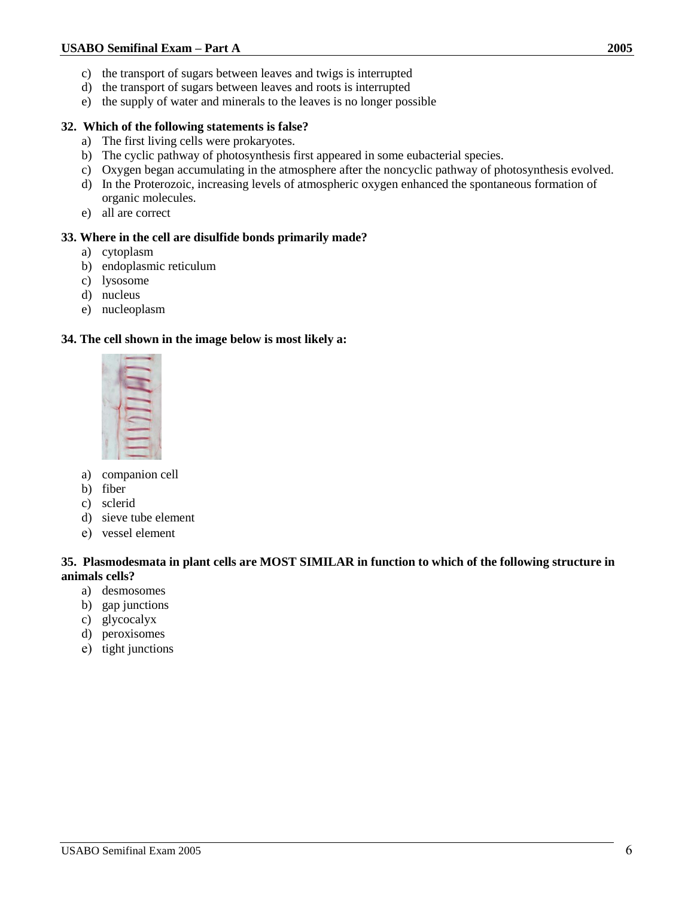c) the transport of sugars between leaves and twigs is interrupted
d) the transport of sugars between leaves and roots is interrupted
e) the supply of water and minerals to the leaves is no longer possible

**32. Which of the following statements is false?**

a) The first living cells were prokaryotes.
b) The cyclic pathway of photosynthesis first appeared in some eubacterial species.
c) Oxygen began accumulating in the atmosphere after the noncyclic pathway of photosynthesis evolved.
d) In the Proterozoic, increasing levels of atmospheric oxygen enhanced the spontaneous formation of organic molecules.
e) all are correct

**33. Where in the cell are disulfide bonds primarily made?**

a) cytoplasm
b) endoplasmic reticulum
c) lysosome
d) nucleus
e) nucleoplasm

**34. The cell shown in the image below is most likely a:**

a) companion cell
b) fiber
c) sclerid
d) sieve tube element
e) vessel element

**35. Plasmodesmata in plant cells are MOST SIMILAR in function to which of the following structure in animals cells?**

a) desmosomes
b) gap junctions
c) glycocalyx
d) peroxisomes
e) tight junctions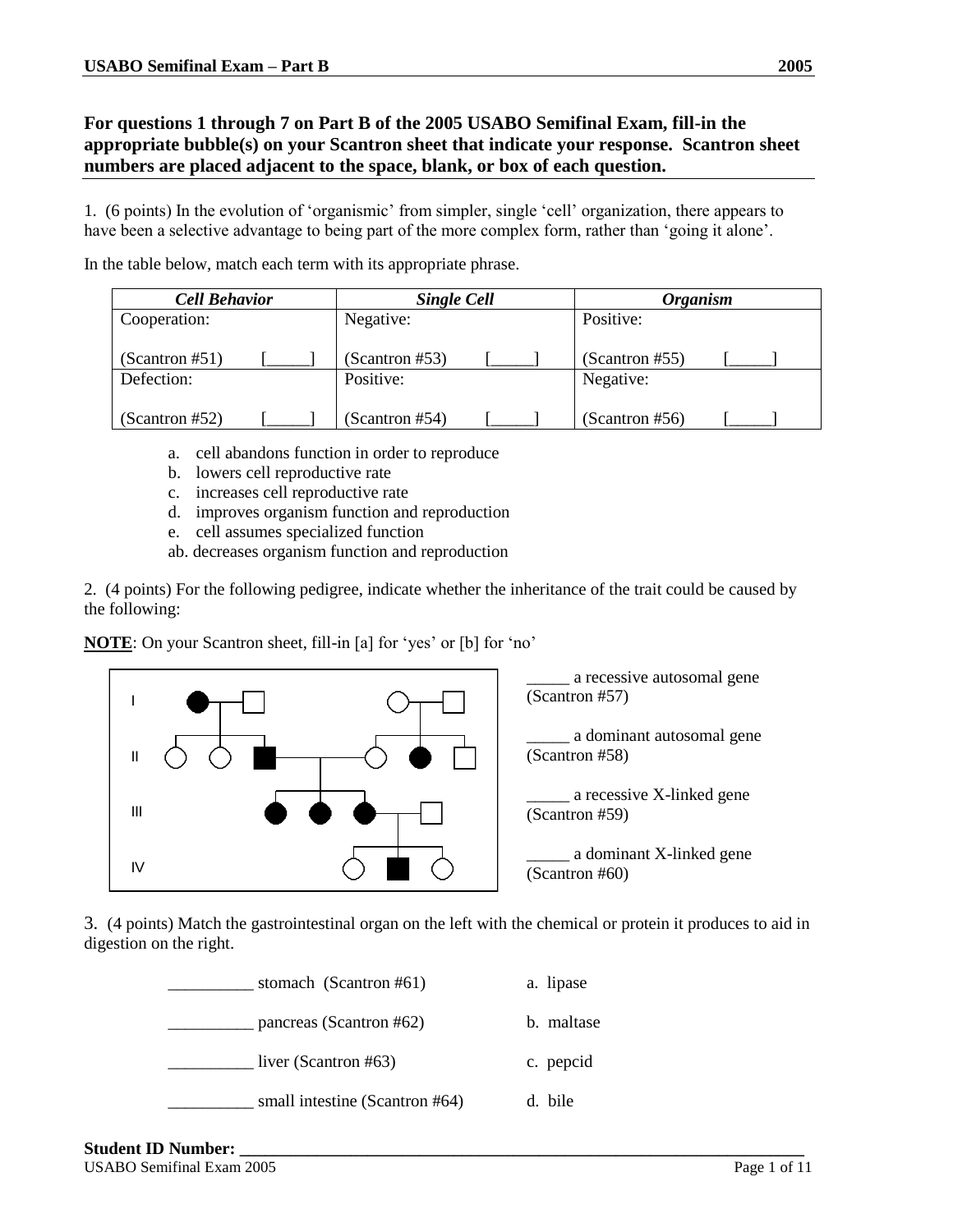**For questions 1 through 7 on Part B of the 2005 USABO Semifinal Exam, fill-in the appropriate bubble(s) on your Scantron sheet that indicate your response. Scantron sheet numbers are placed adjacent to the space, blank, or box of each question.**

1. (6 points) In the evolution of 'organismic' from simpler, single 'cell' organization, there appears to have been a selective advantage to being part of the more complex form, rather than 'going it alone'.

In the table below, match each term with its appropriate phrase.

| *Cell Behavior* | *Single Cell* | *Organism* |
|---|---|---|
| Cooperation: (Scantron #51) [_____] | Negative: (Scantron #53) [_____] | Positive: (Scantron #55) [_____] |
| Defection: (Scantron #52) [_____] | Positive: (Scantron #54) [_____] | Negative: (Scantron #56) [_____] |

a. cell abandons function in order to reproduce
b. lowers cell reproductive rate
c. increases cell reproductive rate
d. improves organism function and reproduction
e. cell assumes specialized function
ab. decreases organism function and reproduction

2. (4 points) For the following pedigree, indicate whether the inheritance of the trait could be caused by the following:

**NOTE**: On your Scantron sheet, fill-in [a] for 'yes' or [b] for 'no'

I
II
III
IV

_____ a recessive autosomal gene (Scantron #57)

_____ a dominant autosomal gene (Scantron #58)

_____ a recessive X-linked gene (Scantron #59)

_____ a dominant X-linked gene (Scantron #60)

3. (4 points) Match the gastrointestinal organ on the left with the chemical or protein it produces to aid in digestion on the right.

__________ stomach (Scantron #61) a. lipase

__________ pancreas (Scantron #62) b. maltase

__________ liver (Scantron #63) c. pepcid

__________ small intestine (Scantron #64) d. bile

**Student ID Number: ________________________________________________**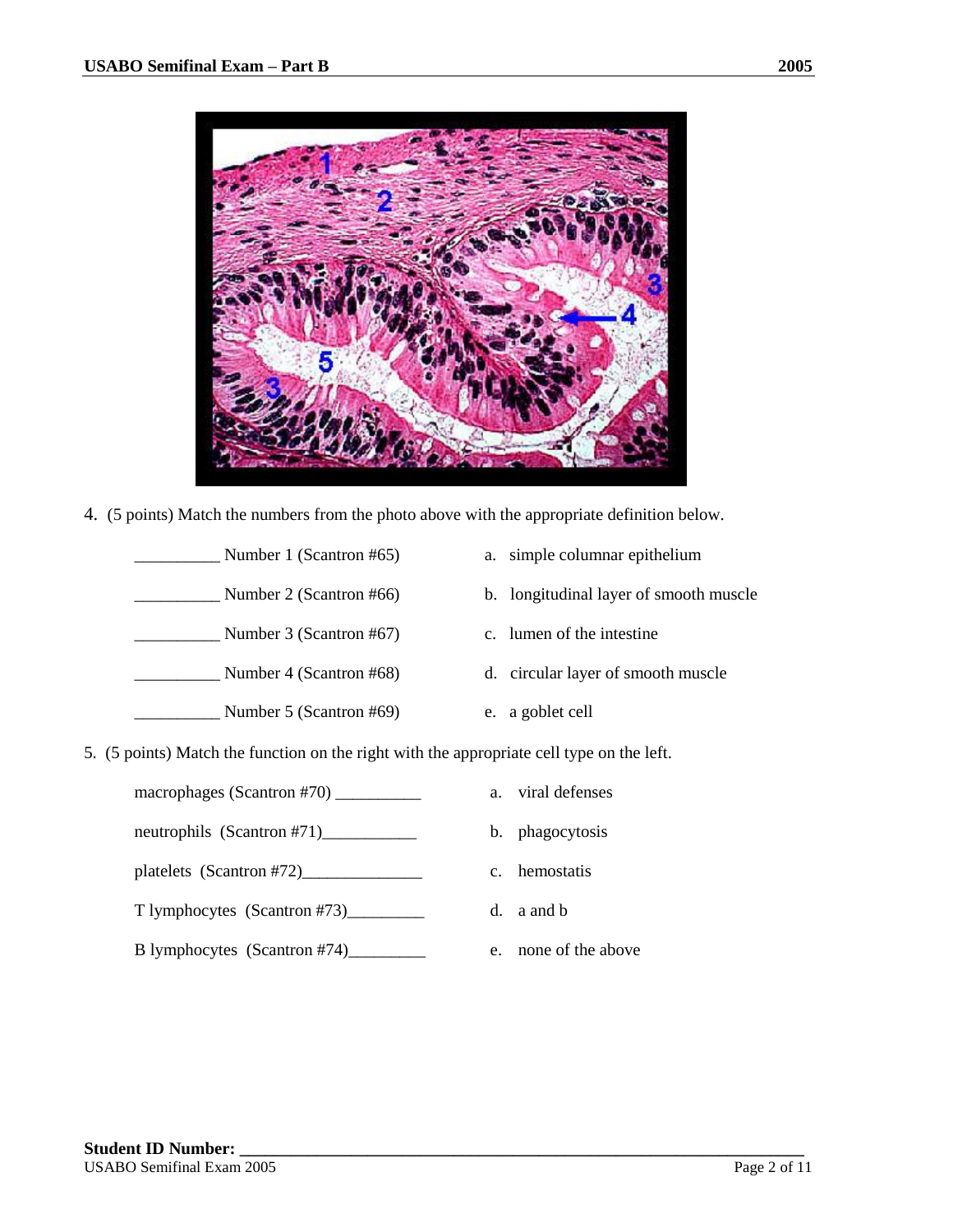4. (5 points) Match the numbers from the photo above with the appropriate definition below.

| | |
|---|---|
| __________ Number 1 (Scantron #65) | a. simple columnar epithelium |
| __________ Number 2 (Scantron #66) | b. longitudinal layer of smooth muscle |
| __________ Number 3 (Scantron #67) | c. lumen of the intestine |
| __________ Number 4 (Scantron #68) | d. circular layer of smooth muscle |
| __________ Number 5 (Scantron #69) | e. a goblet cell |

5. (5 points) Match the function on the right with the appropriate cell type on the left.

| | |
|---|---|
| macrophages (Scantron #70) __________ | a. viral defenses |
| neutrophils (Scantron #71)___________ | b. phagocytosis |
| platelets (Scantron #72)______________ | c. hemostatis |
| T lymphocytes (Scantron #73)_________ | d. a and b |
| B lymphocytes (Scantron #74)_________ | e. none of the above |

**Student ID Number: ___________________________________________________________**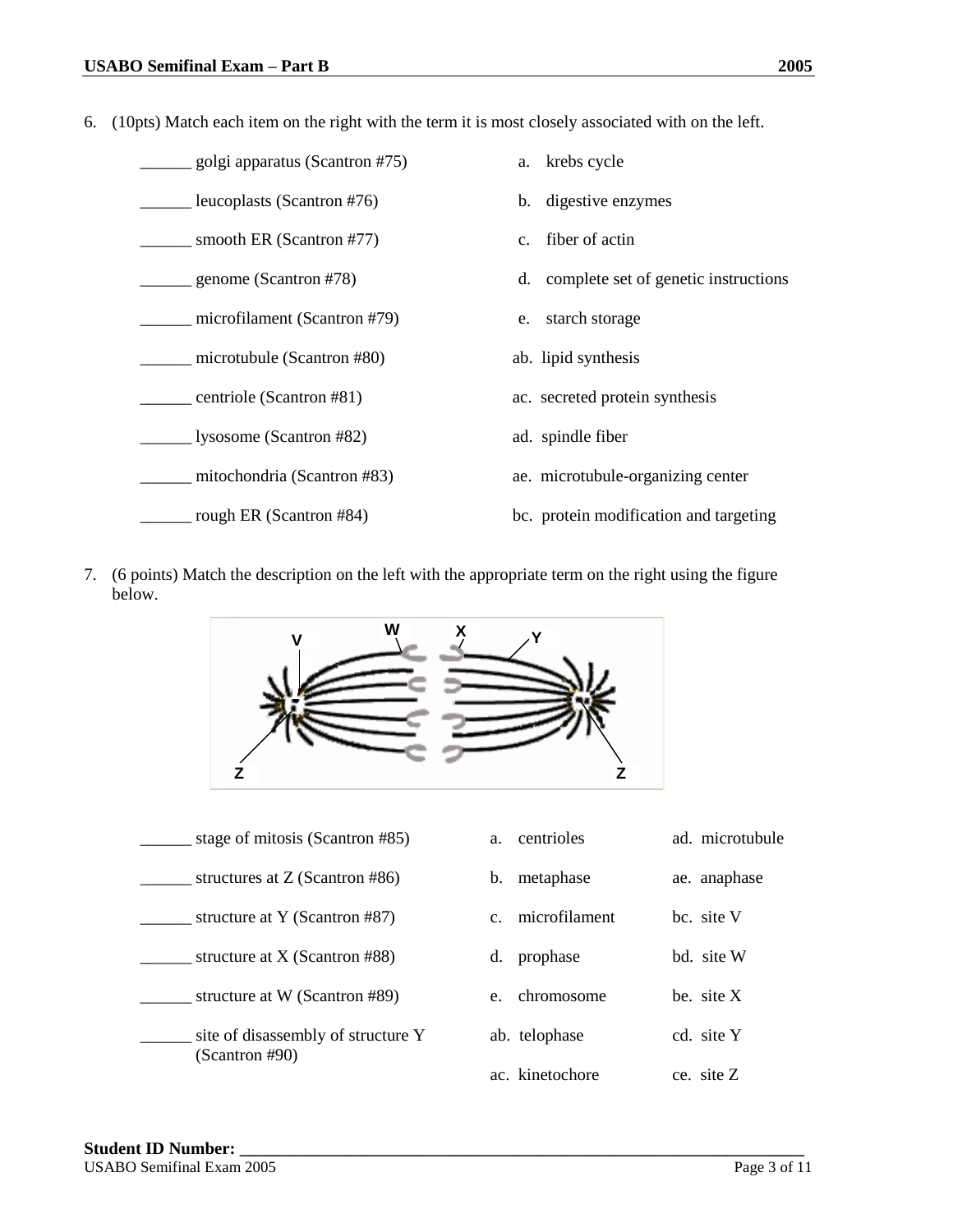6. (10pts) Match each item on the right with the term it is most closely associated with on the left.

| | |
|---|---|
| ______ golgi apparatus (Scantron #75) | a. krebs cycle |
| ______ leucoplasts (Scantron #76) | b. digestive enzymes |
| ______ smooth ER (Scantron #77) | c. fiber of actin |
| ______ genome (Scantron #78) | d. complete set of genetic instructions |
| ______ microfilament (Scantron #79) | e. starch storage |
| ______ microtubule (Scantron #80) | ab. lipid synthesis |
| ______ centriole (Scantron #81) | ac. secreted protein synthesis |
| ______ lysosome (Scantron #82) | ad. spindle fiber |
| ______ mitochondria (Scantron #83) | ae. microtubule-organizing center |
| ______ rough ER (Scantron #84) | bc. protein modification and targeting |

7. (6 points) Match the description on the left with the appropriate term on the right using the figure below.

| | | |
|---|---|---|
| ______ stage of mitosis (Scantron #85) | a. centrioles | ad. microtubule |
| ______ structures at Z (Scantron #86) | b. metaphase | ae. anaphase |
| ______ structure at Y (Scantron #87) | c. microfilament | bc. site V |
| ______ structure at X (Scantron #88) | d. prophase | bd. site W |
| ______ structure at W (Scantron #89) | e. chromosome | be. site X |
| ______ site of disassembly of structure Y (Scantron #90) | ab. telophase | cd. site Y |
| | ac. kinetochore | ce. site Z |

**Student ID Number:** ______________________________________________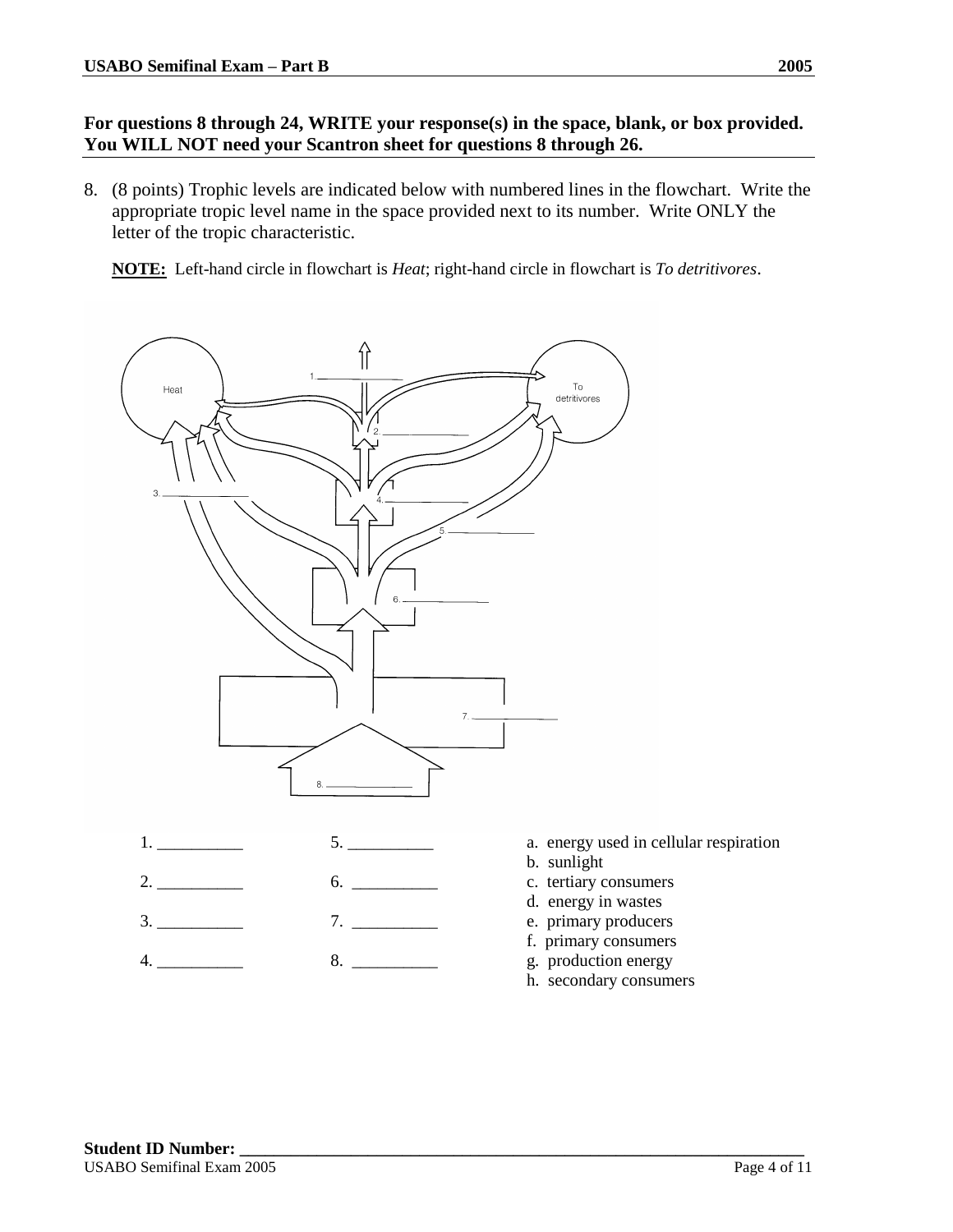**For questions 8 through 24, WRITE your response(s) in the space, blank, or box provided. You WILL NOT need your Scantron sheet for questions 8 through 26.**

8. (8 points) Trophic levels are indicated below with numbered lines in the flowchart. Write the appropriate tropic level name in the space provided next to its number. Write ONLY the letter of the tropic characteristic.

   **NOTE:** Left-hand circle in flowchart is *Heat*; right-hand circle in flowchart is *To detritivores*.

Heat

To detritivores

1. __________
2. __________
3. __________
4. __________
5. __________
6. __________
7. __________
8. __________

1. __________ 5. __________

2. __________ 6. __________

3. __________ 7. __________

4. __________ 8. __________

a. energy used in cellular respiration
b. sunlight
c. tertiary consumers
d. energy in wastes
e. primary producers
f. primary consumers
g. production energy
h. secondary consumers

**Student ID Number: ______________________________________________**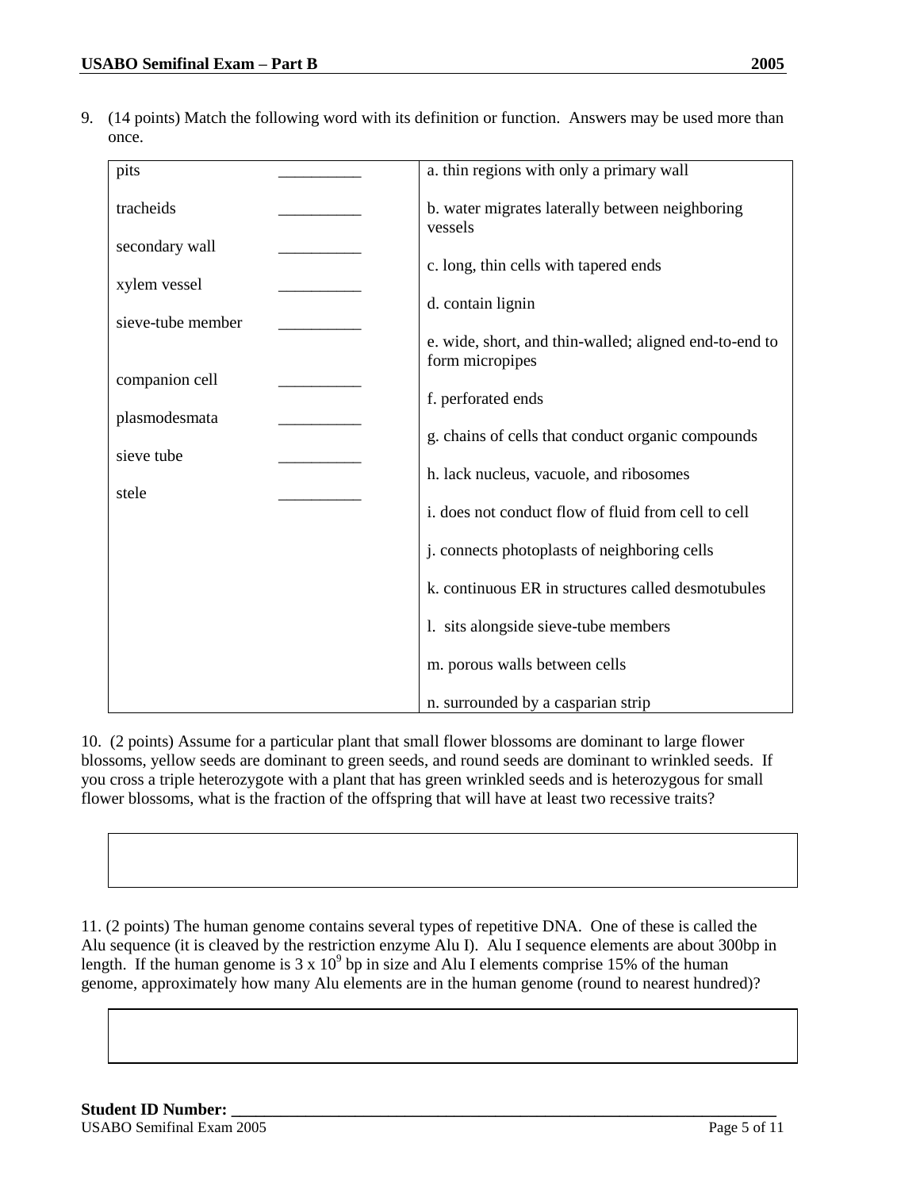9. (14 points) Match the following word with its definition or function. Answers may be used more than once.

| | | |
|---|---|---|
| pits | __________ | a. thin regions with only a primary wall |
| tracheids | __________ | b. water migrates laterally between neighboring vessels |
| secondary wall | __________ | c. long, thin cells with tapered ends |
| xylem vessel | __________ | d. contain lignin |
| sieve-tube member | __________ | e. wide, short, and thin-walled; aligned end-to-end to form micropipes |
| companion cell | __________ | f. perforated ends |
| plasmodesmata | __________ | g. chains of cells that conduct organic compounds |
| sieve tube | __________ | h. lack nucleus, vacuole, and ribosomes |
| stele | __________ | i. does not conduct flow of fluid from cell to cell |
| | | j. connects photoplasts of neighboring cells |
| | | k. continuous ER in structures called desmotubules |
| | | l. sits alongside sieve-tube members |
| | | m. porous walls between cells |
| | | n. surrounded by a casparian strip |

10. (2 points) Assume for a particular plant that small flower blossoms are dominant to large flower blossoms, yellow seeds are dominant to green seeds, and round seeds are dominant to wrinkled seeds. If you cross a triple heterozygote with a plant that has green wrinkled seeds and is heterozygous for small flower blossoms, what is the fraction of the offspring that will have at least two recessive traits?

11. (2 points) The human genome contains several types of repetitive DNA. One of these is called the Alu sequence (it is cleaved by the restriction enzyme Alu I). Alu I sequence elements are about 300bp in length. If the human genome is $3 \times 10^9$ bp in size and Alu I elements comprise 15% of the human genome, approximately how many Alu elements are in the human genome (round to nearest hundred)?

**Student ID Number:** ______________________________________________________________________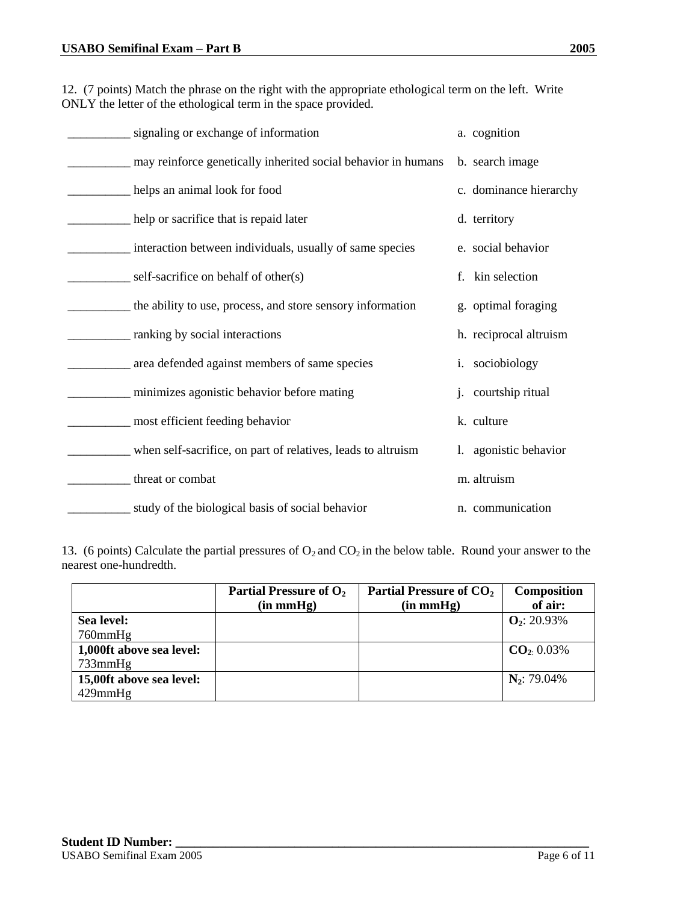12. (7 points) Match the phrase on the right with the appropriate ethological term on the left. Write ONLY the letter of the ethological term in the space provided.

| | |
|---|---|
| __________ signaling or exchange of information | a. cognition |
| __________ may reinforce genetically inherited social behavior in humans | b. search image |
| __________ helps an animal look for food | c. dominance hierarchy |
| __________ help or sacrifice that is repaid later | d. territory |
| __________ interaction between individuals, usually of same species | e. social behavior |
| __________ self-sacrifice on behalf of other(s) | f. kin selection |
| __________ the ability to use, process, and store sensory information | g. optimal foraging |
| __________ ranking by social interactions | h. reciprocal altruism |
| __________ area defended against members of same species | i. sociobiology |
| __________ minimizes agonistic behavior before mating | j. courtship ritual |
| __________ most efficient feeding behavior | k. culture |
| __________ when self-sacrifice, on part of relatives, leads to altruism | l. agonistic behavior |
| __________ threat or combat | m. altruism |
| __________ study of the biological basis of social behavior | n. communication |

13. (6 points) Calculate the partial pressures of $O_2$ and $CO_2$ in the below table. Round your answer to the nearest one-hundredth.

| | Partial Pressure of $O_2$ (in mmHg) | Partial Pressure of $CO_2$ (in mmHg) | Composition of air: |
|---|---|---|---|
| **Sea level:** 760mmHg | | | **$O_2$**: 20.93% |
| **1,000ft above sea level:** 733mmHg | | | **$CO_2$**: 0.03% |
| **15,00ft above sea level:** 429mmHg | | | **$N_2$**: 79.04% |

**Student ID Number:** ______________________________________________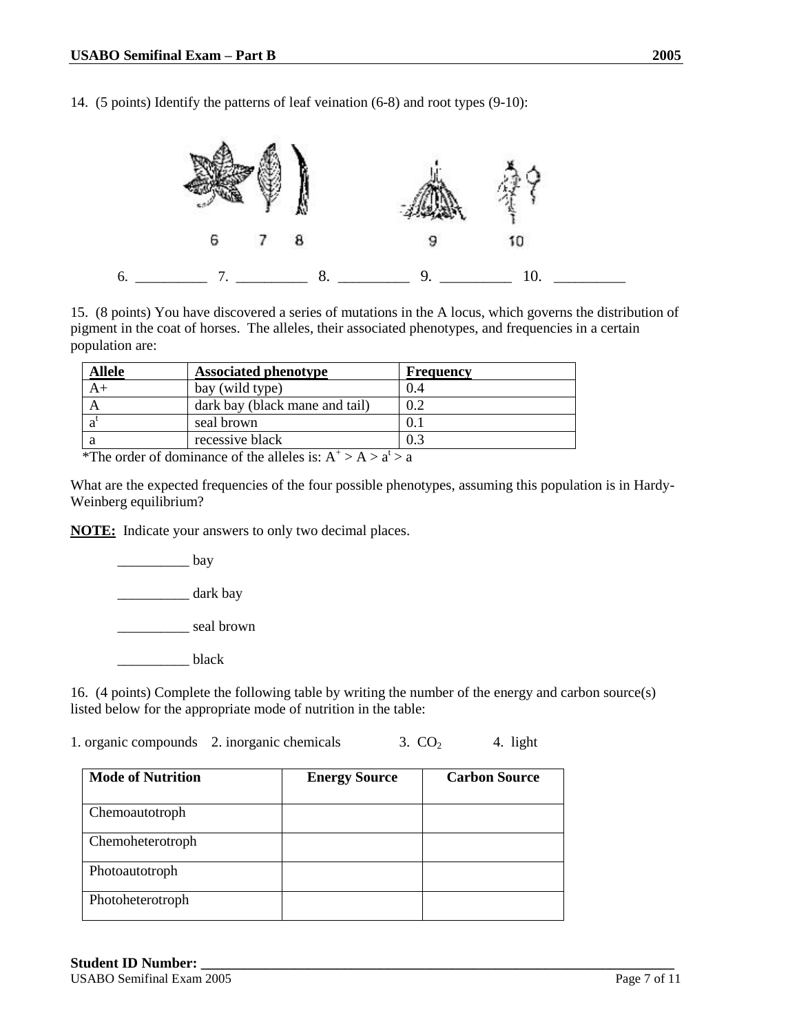14. (5 points) Identify the patterns of leaf veination (6-8) and root types (9-10):

6 7 8 9 10

6. _________ 7. _________ 8. _________ 9. _________ 10. _________

15. (8 points) You have discovered a series of mutations in the A locus, which governs the distribution of pigment in the coat of horses. The alleles, their associated phenotypes, and frequencies in a certain population are:

| Allele | Associated phenotype | Frequency |
|---|---|---|
| A+ | bay (wild type) | 0.4 |
| A | dark bay (black mane and tail) | 0.2 |
| $a^t$ | seal brown | 0.1 |
| a | recessive black | 0.3 |

*The order of dominance of the alleles is: $A^+ > A > a^t > a$

What are the expected frequencies of the four possible phenotypes, assuming this population is in Hardy-Weinberg equilibrium?

**NOTE:** Indicate your answers to only two decimal places.

__________ bay

__________ dark bay

__________ seal brown

__________ black

16. (4 points) Complete the following table by writing the number of the energy and carbon source(s) listed below for the appropriate mode of nutrition in the table:

1. organic compounds 2. inorganic chemicals 3. $CO_2$ 4. light

| Mode of Nutrition | Energy Source | Carbon Source |
|---|---|---|
| Chemoautotroph | | |
| Chemoheterotroph | | |
| Photoautotroph | | |
| Photoheterotroph | | |

**Student ID Number: _______________________________________________**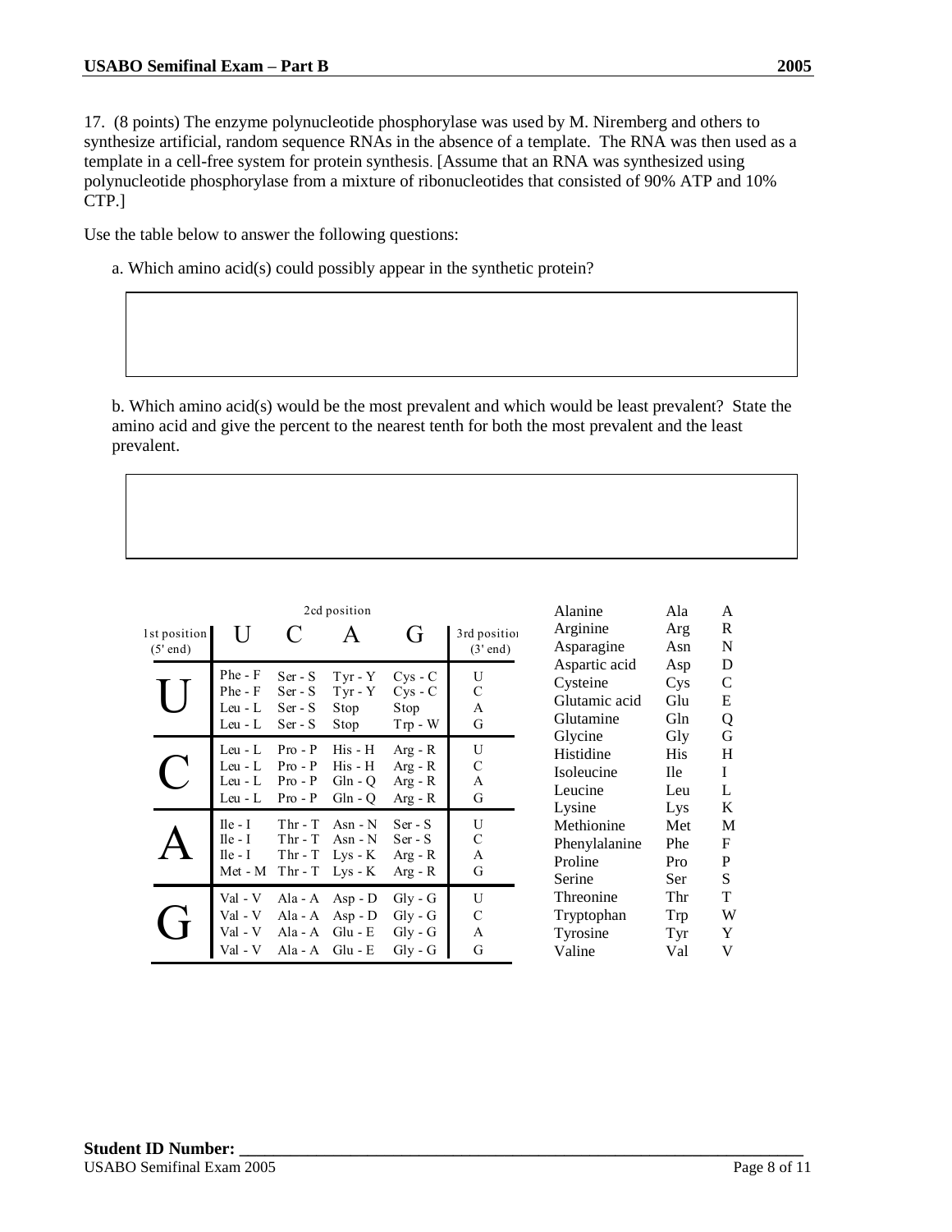17. (8 points) The enzyme polynucleotide phosphorylase was used by M. Nirenberg and others to synthesize artificial, random sequence RNAs in the absence of a template. The RNA was then used as a template in a cell-free system for protein synthesis. [Assume that an RNA was synthesized using polynucleotide phosphorylase from a mixture of ribonucleotides that consisted of 90% ATP and 10% CTP.]

Use the table below to answer the following questions:

a. Which amino acid(s) could possibly appear in the synthetic protein?

b. Which amino acid(s) would be the most prevalent and which would be least prevalent? State the amino acid and give the percent to the nearest tenth for both the most prevalent and the least prevalent.

| 1st position (5' end) | 2cd position: U | C | A | G | 3rd position (3' end) |
|---|---|---|---|---|---|
| U | Phe - F | Ser - S | Tyr - Y | Cys - C | U |
| | Phe - F | Ser - S | Tyr - Y | Cys - C | C |
| | Leu - L | Ser - S | Stop | Stop | A |
| | Leu - L | Ser - S | Stop | Trp - W | G |
| C | Leu - L | Pro - P | His - H | Arg - R | U |
| | Leu - L | Pro - P | His - H | Arg - R | C |
| | Leu - L | Pro - P | Gln - Q | Arg - R | A |
| | Leu - L | Pro - P | Gln - Q | Arg - R | G |
| A | Ile - I | Thr - T | Asn - N | Ser - S | U |
| | Ile - I | Thr - T | Asn - N | Ser - S | C |
| | Ile - I | Thr - T | Lys - K | Arg - R | A |
| | Met - M | Thr - T | Lys - K | Arg - R | G |
| G | Val - V | Ala - A | Asp - D | Gly - G | U |
| | Val - V | Ala - A | Asp - D | Gly - G | C |
| | Val - V | Ala - A | Glu - E | Gly - G | A |
| | Val - V | Ala - A | Glu - E | Gly - G | G |

| Amino acid | Three-letter | One-letter |
|---|---|---|
| Alanine | Ala | A |
| Arginine | Arg | R |
| Asparagine | Asn | N |
| Aspartic acid | Asp | D |
| Cysteine | Cys | C |
| Glutamic acid | Glu | E |
| Glutamine | Gln | Q |
| Glycine | Gly | G |
| Histidine | His | H |
| Isoleucine | Ile | I |
| Leucine | Leu | L |
| Lysine | Lys | K |
| Methionine | Met | M |
| Phenylalanine | Phe | F |
| Proline | Pro | P |
| Serine | Ser | S |
| Threonine | Thr | T |
| Tryptophan | Trp | W |
| Tyrosine | Tyr | Y |
| Valine | Val | V |

**Student ID Number:** ______________________________________________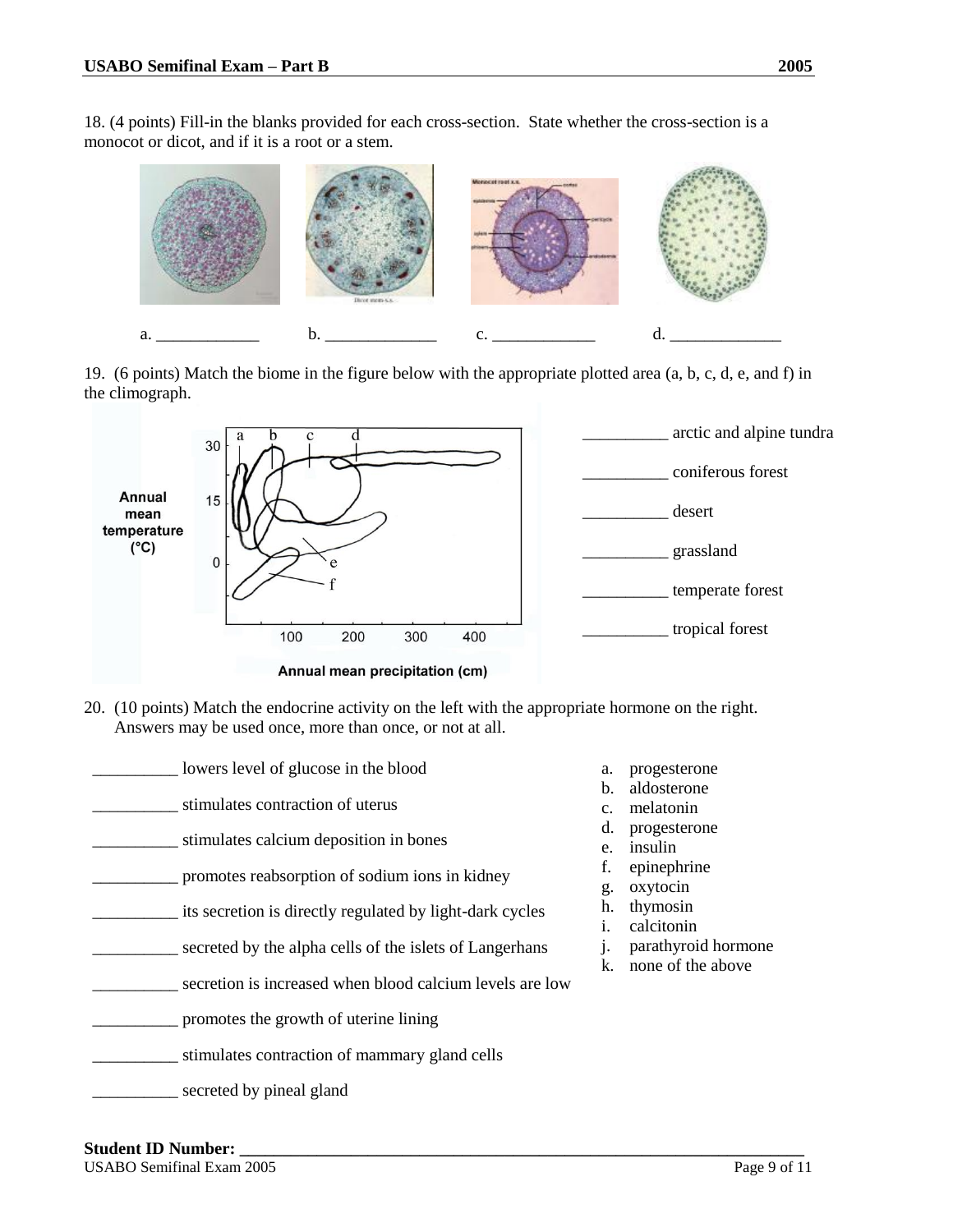18. (4 points) Fill-in the blanks provided for each cross-section. State whether the cross-section is a monocot or dicot, and if it is a root or a stem.

a. ____________ b. _____________ c. ____________ d. _____________

19. (6 points) Match the biome in the figure below with the appropriate plotted area (a, b, c, d, e, and f) in the climograph.

__________ arctic and alpine tundra

__________ coniferous forest

__________ desert

__________ grassland

__________ temperate forest

__________ tropical forest

20. (10 points) Match the endocrine activity on the left with the appropriate hormone on the right. Answers may be used once, more than once, or not at all.

__________ lowers level of glucose in the blood

__________ stimulates contraction of uterus

__________ stimulates calcium deposition in bones

__________ promotes reabsorption of sodium ions in kidney

__________ its secretion is directly regulated by light-dark cycles

__________ secreted by the alpha cells of the islets of Langerhans

__________ secretion is increased when blood calcium levels are low

__________ promotes the growth of uterine lining

__________ stimulates contraction of mammary gland cells

__________ secreted by pineal gland

a. progesterone
b. aldosterone
c. melatonin
d. progesterone
e. insulin
f. epinephrine
g. oxytocin
h. thymosin
i. calcitonin
j. parathyroid hormone
k. none of the above

**Student ID Number:** ______________________________________________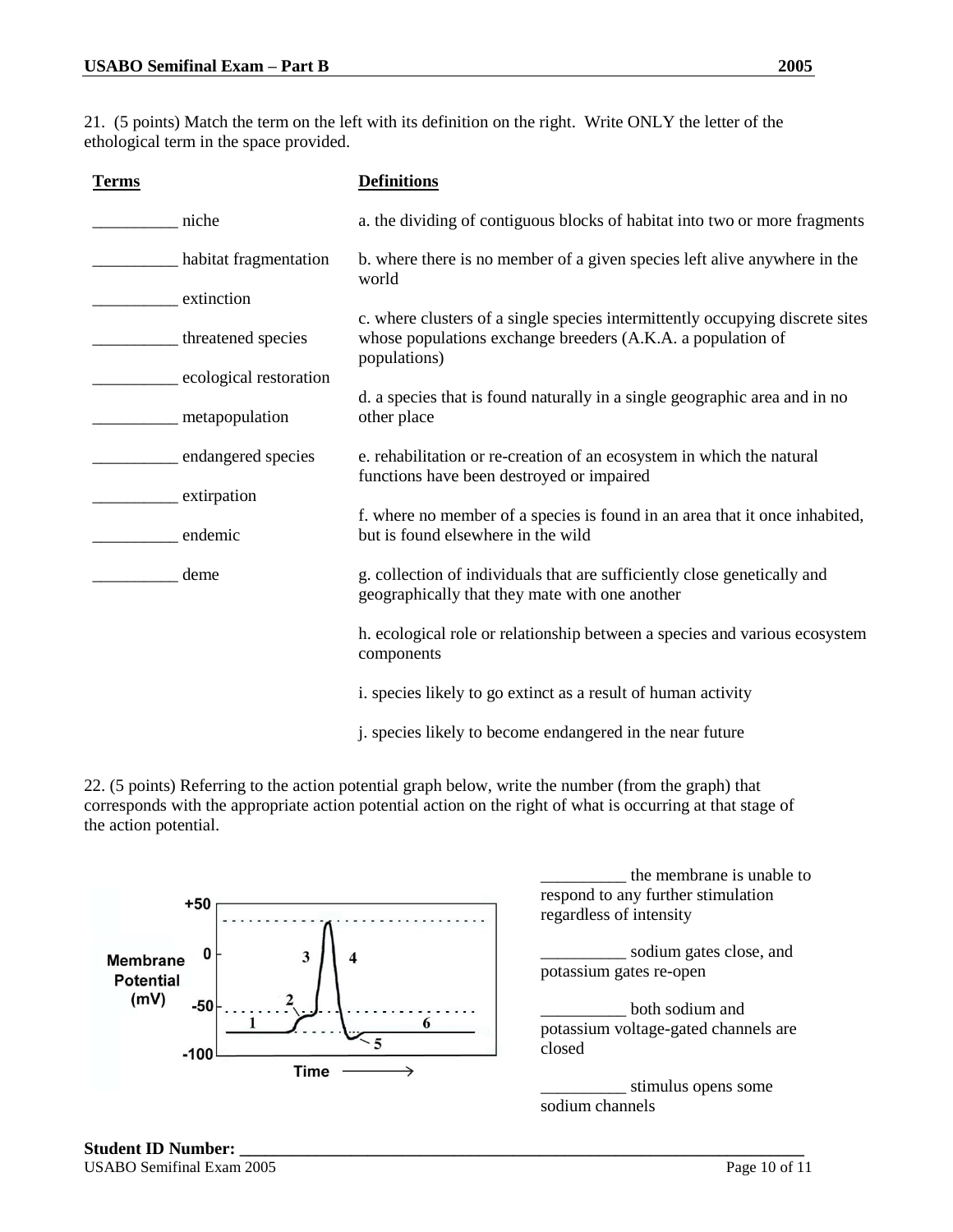21. (5 points) Match the term on the left with its definition on the right. Write ONLY the letter of the ethological term in the space provided.

| Terms | Definitions |
|---|---|
| __________ niche | a. the dividing of contiguous blocks of habitat into two or more fragments |
| __________ habitat fragmentation | b. where there is no member of a given species left alive anywhere in the world |
| __________ extinction | c. where clusters of a single species intermittently occupying discrete sites whose populations exchange breeders (A.K.A. a population of populations) |
| __________ threatened species | d. a species that is found naturally in a single geographic area and in no other place |
| __________ ecological restoration | e. rehabilitation or re-creation of an ecosystem in which the natural functions have been destroyed or impaired |
| __________ metapopulation | f. where no member of a species is found in an area that it once inhabited, but is found elsewhere in the wild |
| __________ endangered species | g. collection of individuals that are sufficiently close genetically and geographically that they mate with one another |
| __________ extirpation | h. ecological role or relationship between a species and various ecosystem components |
| __________ endemic | i. species likely to go extinct as a result of human activity |
| __________ deme | j. species likely to become endangered in the near future |

22. (5 points) Referring to the action potential graph below, write the number (from the graph) that corresponds with the appropriate action potential action on the right of what is occurring at that stage of the action potential.

__________ the membrane is unable to respond to any further stimulation regardless of intensity

__________ sodium gates close, and potassium gates re-open

__________ both sodium and potassium voltage-gated channels are closed

__________ stimulus opens some sodium channels

**Student ID Number: ______________________________________________**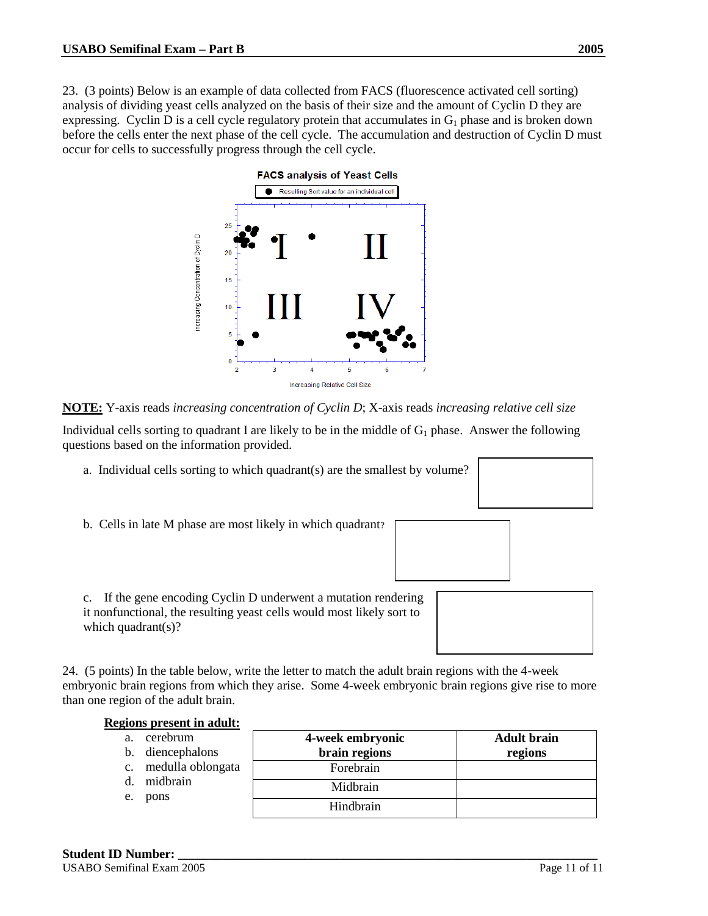23. (3 points) Below is an example of data collected from FACS (fluorescence activated cell sorting) analysis of dividing yeast cells analyzed on the basis of their size and the amount of Cyclin D they are expressing. Cyclin D is a cell cycle regulatory protein that accumulates in $G_1$ phase and is broken down before the cells enter the next phase of the cell cycle. The accumulation and destruction of Cyclin D must occur for cells to successfully progress through the cell cycle.

FACS analysis of Yeast Cells

Resulting Sort value for an individual cell

Increasing Concentration of Cyclin D

0, 5, 10, 15, 20, 25

Increasing Relative Cell Size

2, 3, 4, 5, 6, 7

I, II, III, IV

**NOTE:** Y-axis reads *increasing concentration of Cyclin D*; X-axis reads *increasing relative cell size*

Individual cells sorting to quadrant I are likely to be in the middle of $G_1$ phase. Answer the following questions based on the information provided.

a. Individual cells sorting to which quadrant(s) are the smallest by volume?

b. Cells in late M phase are most likely in which quadrant?

c. If the gene encoding Cyclin D underwent a mutation rendering it nonfunctional, the resulting yeast cells would most likely sort to which quadrant(s)?

24. (5 points) In the table below, write the letter to match the adult brain regions with the 4-week embryonic brain regions from which they arise. Some 4-week embryonic brain regions give rise to more than one region of the adult brain.

**Regions present in adult:**

a. cerebrum
b. diencephalons
c. medulla oblongata
d. midbrain
e. pons

| 4-week embryonic brain regions | Adult brain regions |
|---|---|
| Forebrain | |
| Midbrain | |
| Hindbrain | |

**Student ID Number: \_\_\_\_\_\_\_\_\_\_\_\_\_\_\_\_\_\_\_\_\_\_\_\_\_\_\_\_\_\_\_\_\_\_\_\_\_\_\_\_\_\_\_\_\_\_\_\_\_\_\_\_\_\_\_\_**